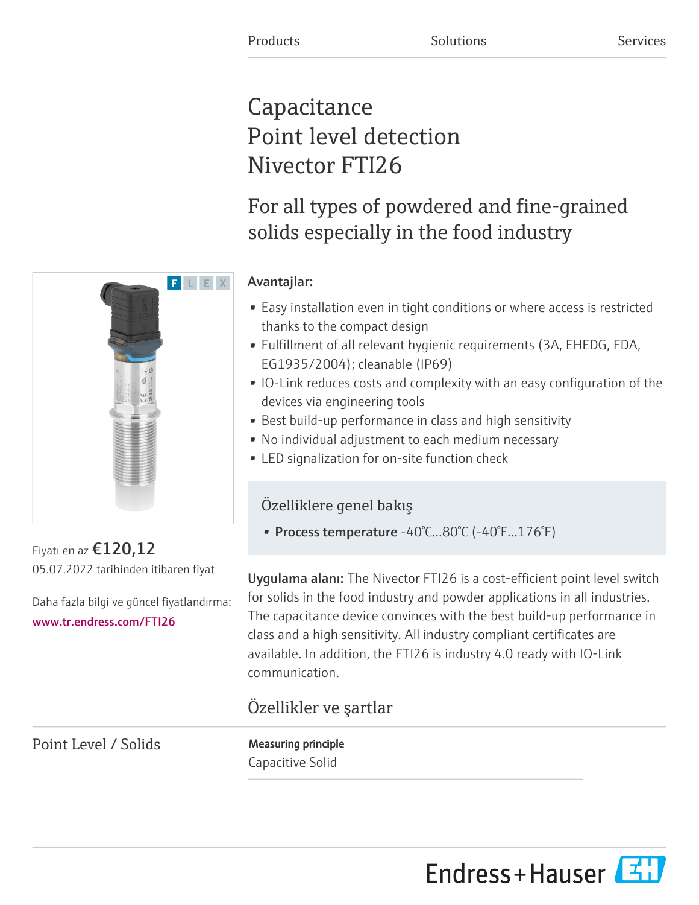Products Solutions Services

# Capacitance Point level detection Nivector FTI26

## For all types of powdered and fine-grained solids especially in the food industry

F L E X

Fiyatı en az **€120,12**

05.07.2022 tarihinden itibaren fiyat

Daha fazla bilgi ve güncel fiyatlandırma:

www.tr.endress.com/FTI26

**Avantajlar:**

- Easy installation even in tight conditions or where access is restricted thanks to the compact design
- Fulfillment of all relevant hygienic requirements (3A, EHEDG, FDA, EG1935/2004); cleanable (IP69)
- IO-Link reduces costs and complexity with an easy configuration of the devices via engineering tools
- Best build-up performance in class and high sensitivity
- No individual adjustment to each medium necessary
- LED signalization for on-site function check

### Özelliklere genel bakış

- **Process temperature** -40°C...80°C (-40°F...176°F)

**Uygulama alanı:** The Nivector FTI26 is a cost-efficient point level switch for solids in the food industry and powder applications in all industries. The capacitance device convinces with the best build-up performance in class and a high sensitivity. All industry compliant certificates are available. In addition, the FTI26 is industry 4.0 ready with IO-Link communication.

## Özellikler ve şartlar

### Point Level / Solids

**Measuring principle**

Capacitive Solid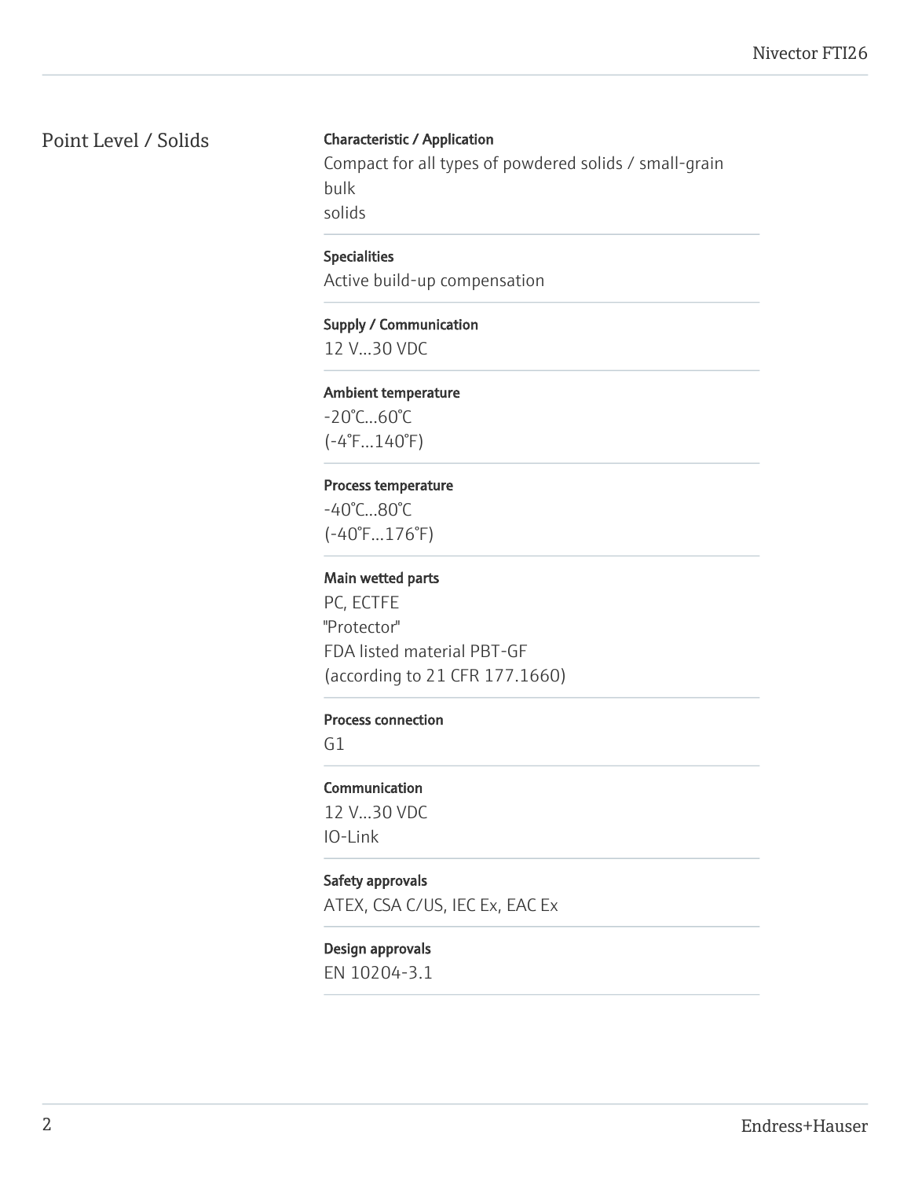## Point Level / Solids

**Characteristic / Application**

Compact for all types of powdered solids / small-grain bulk
solids

**Specialities**

Active build-up compensation

**Supply / Communication**

12 V...30 VDC

**Ambient temperature**

-20°C...60°C
(-4°F...140°F)

**Process temperature**

-40°C...80°C
(-40°F...176°F)

**Main wetted parts**

PC, ECTFE
"Protector"
FDA listed material PBT-GF
(according to 21 CFR 177.1660)

**Process connection**

G1

**Communication**

12 V...30 VDC
IO-Link

**Safety approvals**

ATEX, CSA C/US, IEC Ex, EAC Ex

**Design approvals**

EN 10204-3.1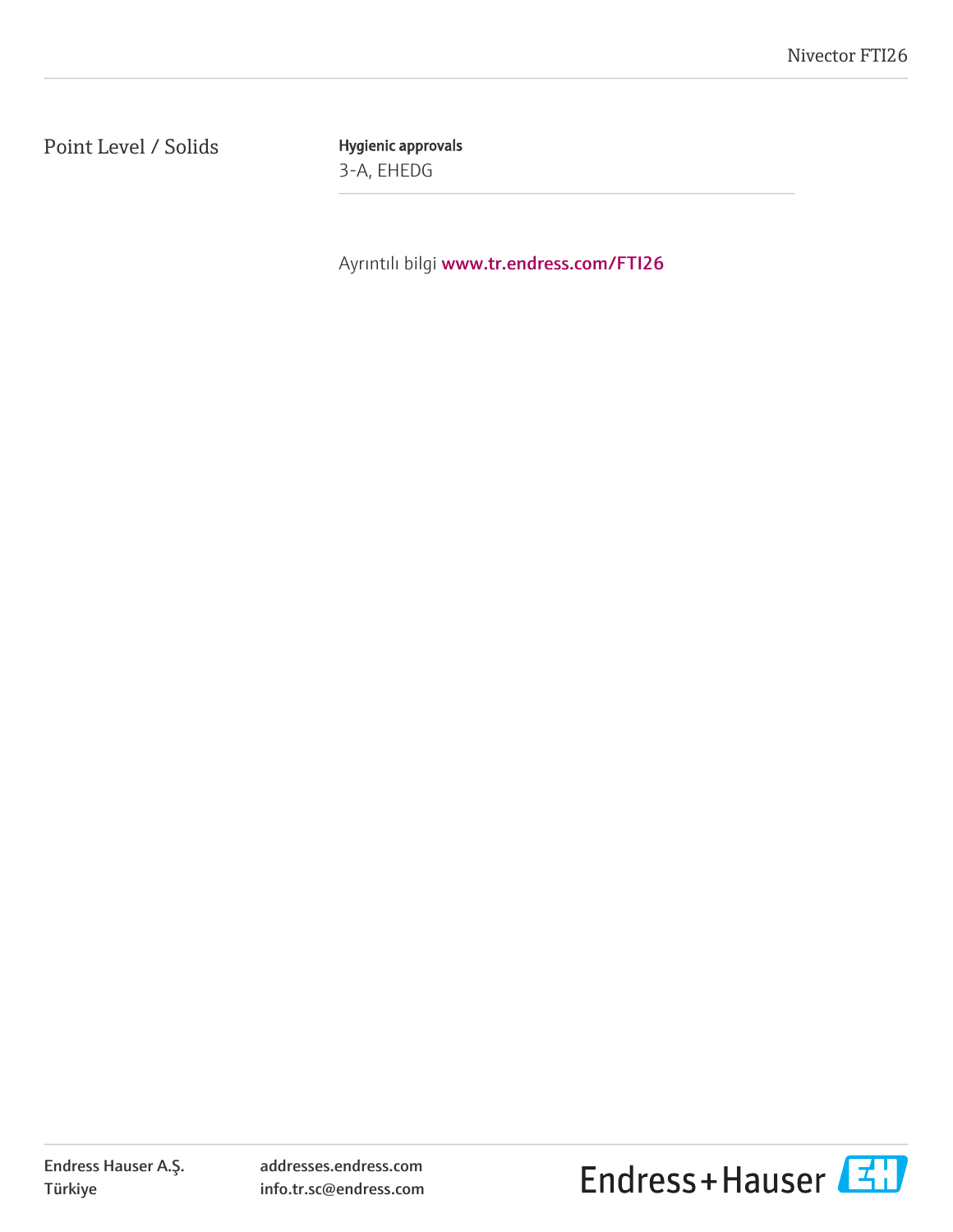Point Level / Solids

**Hygienic approvals**
3-A, EHEDG

Ayrıntılı bilgi **www.tr.endress.com/FTI26**

Endress Hauser A.Ş.
Türkiye

addresses.endress.com
info.tr.sc@endress.com